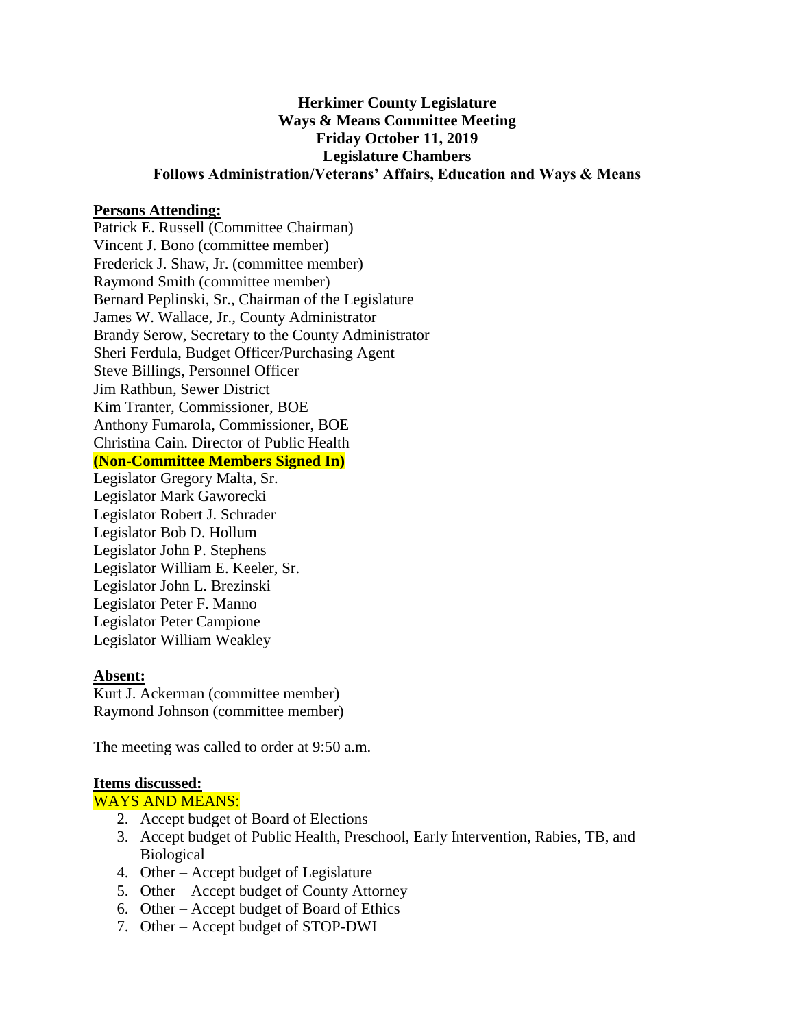**Herkimer County Legislature**
**Ways & Means Committee Meeting**
**Friday October 11, 2019**
**Legislature Chambers**
**Follows Administration/Veterans' Affairs, Education and Ways & Means**

**Persons Attending:**

Patrick E. Russell (Committee Chairman)
Vincent J. Bono (committee member)
Frederick J. Shaw, Jr. (committee member)
Raymond Smith (committee member)
Bernard Peplinski, Sr., Chairman of the Legislature
James W. Wallace, Jr., County Administrator
Brandy Serow, Secretary to the County Administrator
Sheri Ferdula, Budget Officer/Purchasing Agent
Steve Billings, Personnel Officer
Jim Rathbun, Sewer District
Kim Tranter, Commissioner, BOE
Anthony Fumarola, Commissioner, BOE
Christina Cain. Director of Public Health

**(Non-Committee Members Signed In)**

Legislator Gregory Malta, Sr.
Legislator Mark Gaworecki
Legislator Robert J. Schrader
Legislator Bob D. Hollum
Legislator John P. Stephens
Legislator William E. Keeler, Sr.
Legislator John L. Brezinski
Legislator Peter F. Manno
Legislator Peter Campione
Legislator William Weakley

**Absent:**

Kurt J. Ackerman (committee member)
Raymond Johnson (committee member)

The meeting was called to order at 9:50 a.m.

**Items discussed:**

WAYS AND MEANS:

2. Accept budget of Board of Elections
3. Accept budget of Public Health, Preschool, Early Intervention, Rabies, TB, and Biological
4. Other – Accept budget of Legislature
5. Other – Accept budget of County Attorney
6. Other – Accept budget of Board of Ethics
7. Other – Accept budget of STOP-DWI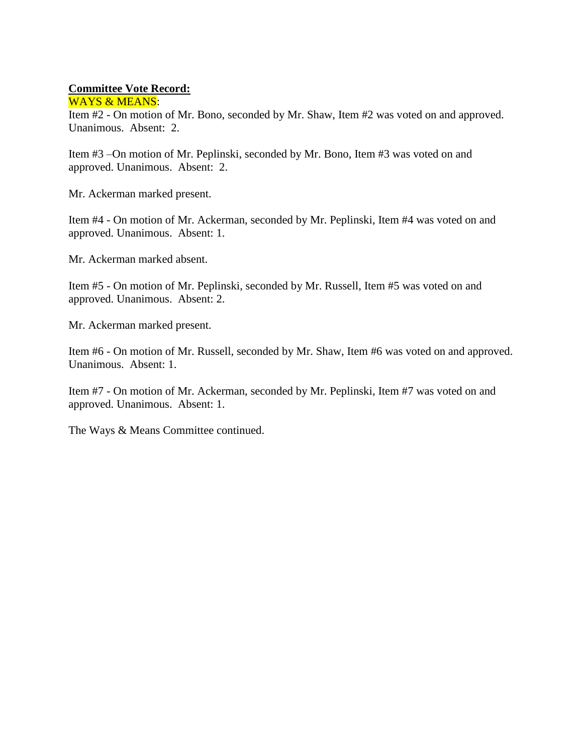**<u>Committee Vote Record:</u>**

WAYS & MEANS:

Item #2 - On motion of Mr. Bono, seconded by Mr. Shaw, Item #2 was voted on and approved. Unanimous. Absent: 2.

Item #3 –On motion of Mr. Peplinski, seconded by Mr. Bono, Item #3 was voted on and approved. Unanimous. Absent: 2.

Mr. Ackerman marked present.

Item #4 - On motion of Mr. Ackerman, seconded by Mr. Peplinski, Item #4 was voted on and approved. Unanimous. Absent: 1.

Mr. Ackerman marked absent.

Item #5 - On motion of Mr. Peplinski, seconded by Mr. Russell, Item #5 was voted on and approved. Unanimous. Absent: 2.

Mr. Ackerman marked present.

Item #6 - On motion of Mr. Russell, seconded by Mr. Shaw, Item #6 was voted on and approved. Unanimous. Absent: 1.

Item #7 - On motion of Mr. Ackerman, seconded by Mr. Peplinski, Item #7 was voted on and approved. Unanimous. Absent: 1.

The Ways & Means Committee continued.